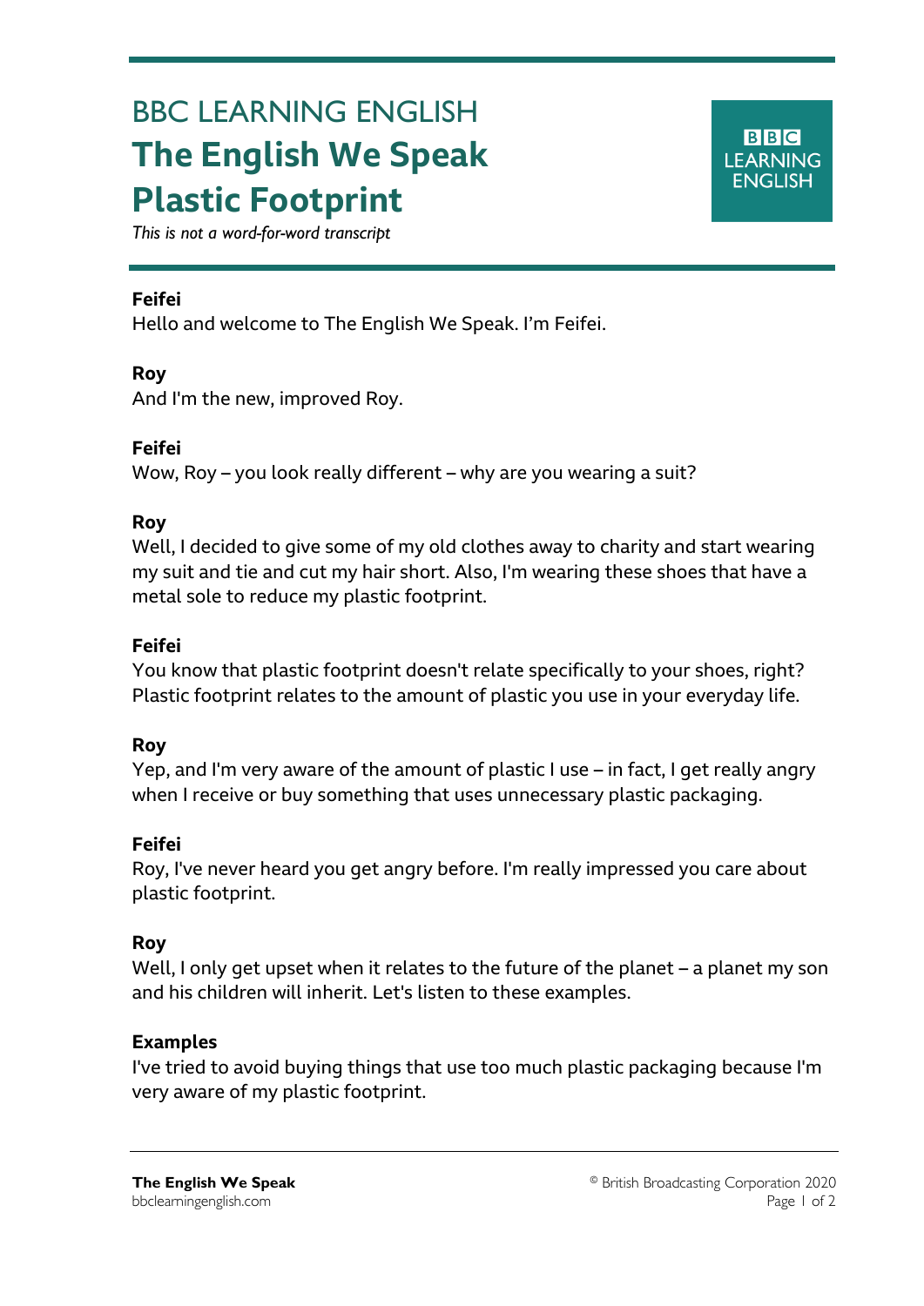# BBC LEARNING ENGLISH

# The English We Speak

# Plastic Footprint

*This is not a word-for-word transcript*

**Feifei**

Hello and welcome to The English We Speak. I'm Feifei.

**Roy**

And I'm the new, improved Roy.

**Feifei**

Wow, Roy – you look really different – why are you wearing a suit?

**Roy**

Well, I decided to give some of my old clothes away to charity and start wearing my suit and tie and cut my hair short. Also, I'm wearing these shoes that have a metal sole to reduce my plastic footprint.

**Feifei**

You know that plastic footprint doesn't relate specifically to your shoes, right? Plastic footprint relates to the amount of plastic you use in your everyday life.

**Roy**

Yep, and I'm very aware of the amount of plastic I use – in fact, I get really angry when I receive or buy something that uses unnecessary plastic packaging.

**Feifei**

Roy, I've never heard you get angry before. I'm really impressed you care about plastic footprint.

**Roy**

Well, I only get upset when it relates to the future of the planet – a planet my son and his children will inherit. Let's listen to these examples.

**Examples**

I've tried to avoid buying things that use too much plastic packaging because I'm very aware of my plastic footprint.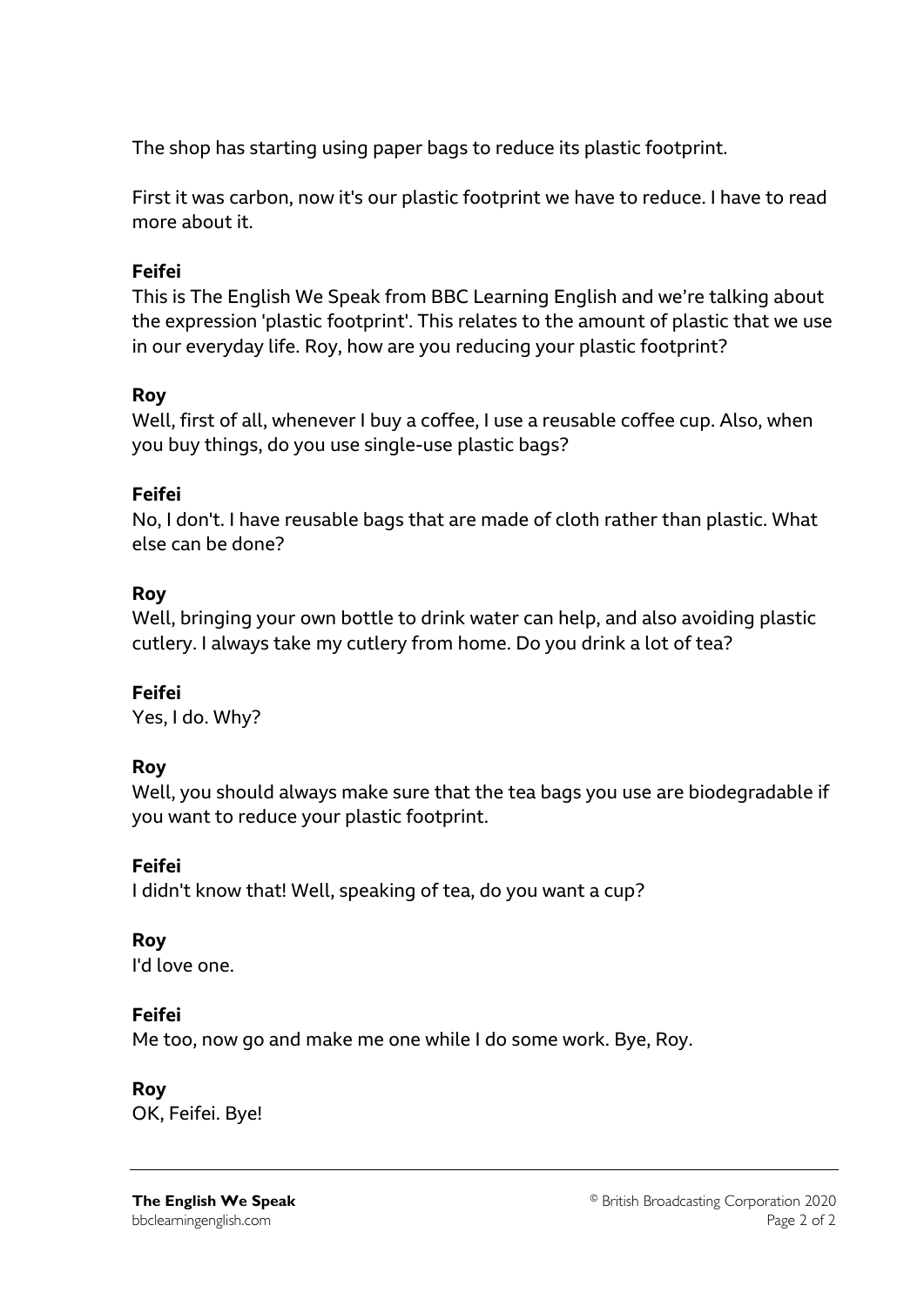The shop has starting using paper bags to reduce its plastic footprint.

First it was carbon, now it's our plastic footprint we have to reduce. I have to read more about it.

**Feifei**
This is The English We Speak from BBC Learning English and we're talking about the expression 'plastic footprint'. This relates to the amount of plastic that we use in our everyday life. Roy, how are you reducing your plastic footprint?

**Roy**
Well, first of all, whenever I buy a coffee, I use a reusable coffee cup. Also, when you buy things, do you use single-use plastic bags?

**Feifei**
No, I don't. I have reusable bags that are made of cloth rather than plastic. What else can be done?

**Roy**
Well, bringing your own bottle to drink water can help, and also avoiding plastic cutlery. I always take my cutlery from home. Do you drink a lot of tea?

**Feifei**
Yes, I do. Why?

**Roy**
Well, you should always make sure that the tea bags you use are biodegradable if you want to reduce your plastic footprint.

**Feifei**
I didn't know that! Well, speaking of tea, do you want a cup?

**Roy**
I'd love one.

**Feifei**
Me too, now go and make me one while I do some work. Bye, Roy.

**Roy**
OK, Feifei. Bye!